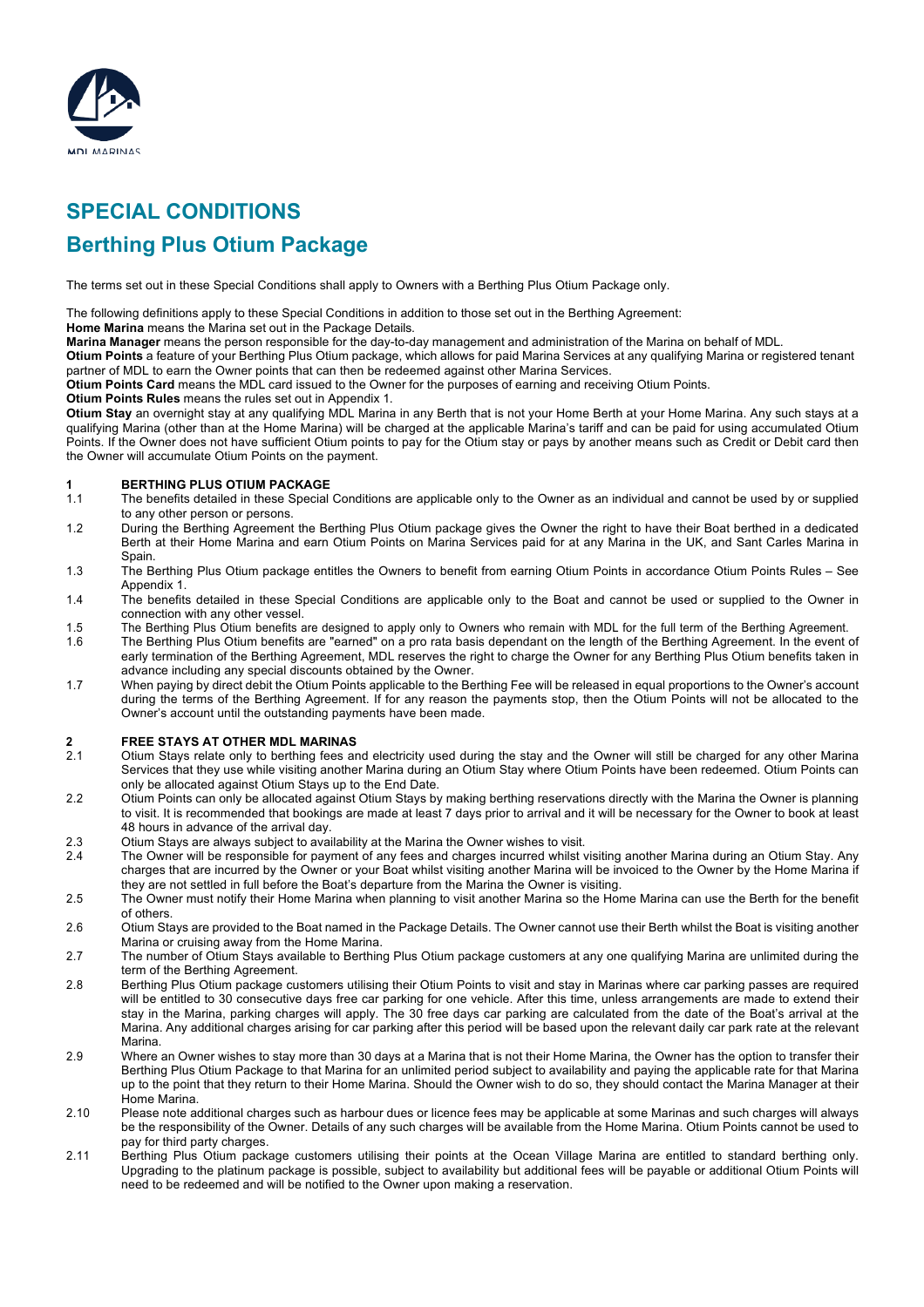# SPECIAL CONDITIONS

## Berthing Plus Otium Package

The terms set out in these Special Conditions shall apply to Owners with a Berthing Plus Otium Package only.

The following definitions apply to these Special Conditions in addition to those set out in the Berthing Agreement:

**Home Marina** means the Marina set out in the Package Details.

**Marina Manager** means the person responsible for the day-to-day management and administration of the Marina on behalf of MDL.

**Otium Points** a feature of your Berthing Plus Otium package, which allows for paid Marina Services at any qualifying Marina or registered tenant partner of MDL to earn the Owner points that can then be redeemed against other Marina Services.

**Otium Points Card** means the MDL card issued to the Owner for the purposes of earning and receiving Otium Points.

**Otium Points Rules** means the rules set out in Appendix 1.

**Otium Stay** an overnight stay at any qualifying MDL Marina in any Berth that is not your Home Berth at your Home Marina. Any such stays at a qualifying Marina (other than at the Home Marina) will be charged at the applicable Marina's tariff and can be paid for using accumulated Otium Points. If the Owner does not have sufficient Otium points to pay for the Otium stay or pays by another means such as Credit or Debit card then the Owner will accumulate Otium Points on the payment.

### 1 BERTHING PLUS OTIUM PACKAGE

1.1 The benefits detailed in these Special Conditions are applicable only to the Owner as an individual and cannot be used by or supplied to any other person or persons.

1.2 During the Berthing Agreement the Berthing Plus Otium package gives the Owner the right to have their Boat berthed in a dedicated Berth at their Home Marina and earn Otium Points on Marina Services paid for at any Marina in the UK, and Sant Carles Marina in Spain.

1.3 The Berthing Plus Otium package entitles the Owners to benefit from earning Otium Points in accordance Otium Points Rules – See Appendix 1.

1.4 The benefits detailed in these Special Conditions are applicable only to the Boat and cannot be used or supplied to the Owner in connection with any other vessel.

1.5 The Berthing Plus Otium benefits are designed to apply only to Owners who remain with MDL for the full term of the Berthing Agreement.

1.6 The Berthing Plus Otium benefits are "earned" on a pro rata basis dependant on the length of the Berthing Agreement. In the event of early termination of the Berthing Agreement, MDL reserves the right to charge the Owner for any Berthing Plus Otium benefits taken in advance including any special discounts obtained by the Owner.

1.7 When paying by direct debit the Otium Points applicable to the Berthing Fee will be released in equal proportions to the Owner's account during the terms of the Berthing Agreement. If for any reason the payments stop, then the Otium Points will not be allocated to the Owner's account until the outstanding payments have been made.

### 2 FREE STAYS AT OTHER MDL MARINAS

2.1 Otium Stays relate only to berthing fees and electricity used during the stay and the Owner will still be charged for any other Marina Services that they use while visiting another Marina during an Otium Stay where Otium Points have been redeemed. Otium Points can only be allocated against Otium Stays up to the End Date.

2.2 Otium Points can only be allocated against Otium Stays by making berthing reservations directly with the Marina the Owner is planning to visit. It is recommended that bookings are made at least 7 days prior to arrival and it will be necessary for the Owner to book at least 48 hours in advance of the arrival day.

2.3 Otium Stays are always subject to availability at the Marina the Owner wishes to visit.

2.4 The Owner will be responsible for payment of any fees and charges incurred whilst visiting another Marina during an Otium Stay. Any charges that are incurred by the Owner or your Boat whilst visiting another Marina will be invoiced to the Owner by the Home Marina if they are not settled in full before the Boat's departure from the Marina the Owner is visiting.

2.5 The Owner must notify their Home Marina when planning to visit another Marina so the Home Marina can use the Berth for the benefit of others.

2.6 Otium Stays are provided to the Boat named in the Package Details. The Owner cannot use their Berth whilst the Boat is visiting another Marina or cruising away from the Home Marina.

2.7 The number of Otium Stays available to Berthing Plus Otium package customers at any one qualifying Marina are unlimited during the term of the Berthing Agreement.

2.8 Berthing Plus Otium package customers utilising their Otium Points to visit and stay in Marinas where car parking passes are required will be entitled to 30 consecutive days free car parking for one vehicle. After this time, unless arrangements are made to extend their stay in the Marina, parking charges will apply. The 30 free days car parking are calculated from the date of the Boat's arrival at the Marina. Any additional charges arising for car parking after this period will be based upon the relevant daily car park rate at the relevant Marina.

2.9 Where an Owner wishes to stay more than 30 days at a Marina that is not their Home Marina, the Owner has the option to transfer their Berthing Plus Otium Package to that Marina for an unlimited period subject to availability and paying the applicable rate for that Marina up to the point that they return to their Home Marina. Should the Owner wish to do so, they should contact the Marina Manager at their Home Marina.

2.10 Please note additional charges such as harbour dues or licence fees may be applicable at some Marinas and such charges will always be the responsibility of the Owner. Details of any such charges will be available from the Home Marina. Otium Points cannot be used to pay for third party charges.

2.11 Berthing Plus Otium package customers utilising their points at the Ocean Village Marina are entitled to standard berthing only. Upgrading to the platinum package is possible, subject to availability but additional fees will be payable or additional Otium Points will need to be redeemed and will be notified to the Owner upon making a reservation.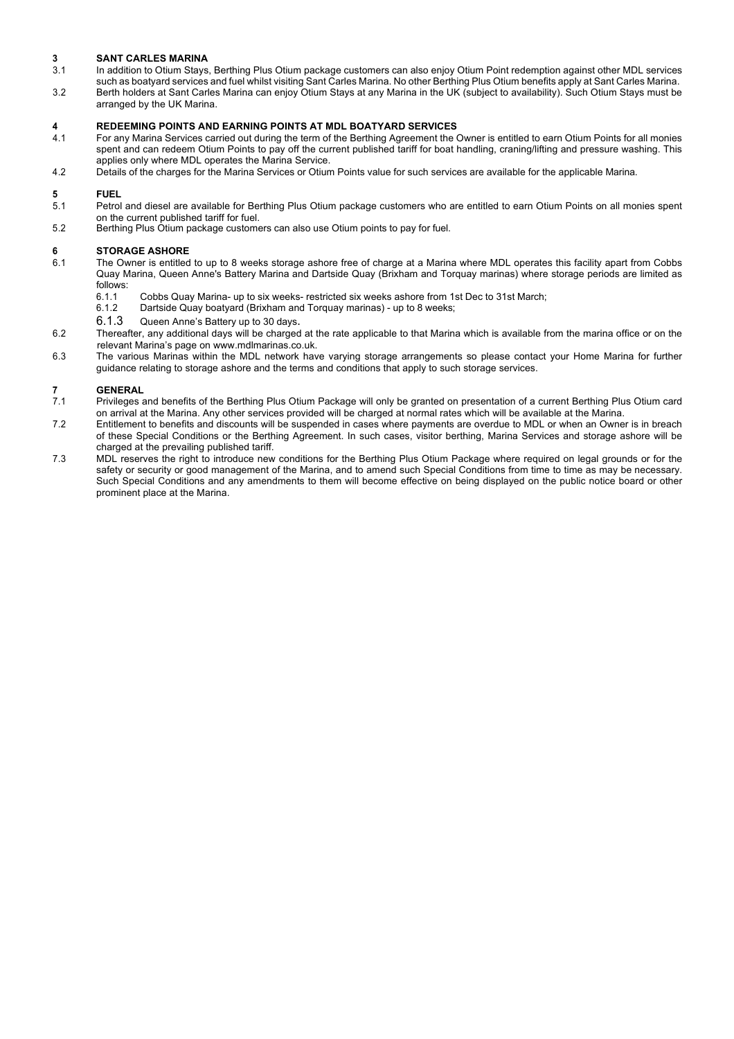## 3 SANT CARLES MARINA

3.1 In addition to Otium Stays, Berthing Plus Otium package customers can also enjoy Otium Point redemption against other MDL services such as boatyard services and fuel whilst visiting Sant Carles Marina. No other Berthing Plus Otium benefits apply at Sant Carles Marina.

3.2 Berth holders at Sant Carles Marina can enjoy Otium Stays at any Marina in the UK (subject to availability). Such Otium Stays must be arranged by the UK Marina.

## 4 REDEEMING POINTS AND EARNING POINTS AT MDL BOATYARD SERVICES

4.1 For any Marina Services carried out during the term of the Berthing Agreement the Owner is entitled to earn Otium Points for all monies spent and can redeem Otium Points to pay off the current published tariff for boat handling, craning/lifting and pressure washing. This applies only where MDL operates the Marina Service.

4.2 Details of the charges for the Marina Services or Otium Points value for such services are available for the applicable Marina.

## 5 FUEL

5.1 Petrol and diesel are available for Berthing Plus Otium package customers who are entitled to earn Otium Points on all monies spent on the current published tariff for fuel.

5.2 Berthing Plus Otium package customers can also use Otium points to pay for fuel.

## 6 STORAGE ASHORE

6.1 The Owner is entitled to up to 8 weeks storage ashore free of charge at a Marina where MDL operates this facility apart from Cobbs Quay Marina, Queen Anne's Battery Marina and Dartside Quay (Brixham and Torquay marinas) where storage periods are limited as follows:

- 6.1.1 Cobbs Quay Marina- up to six weeks- restricted six weeks ashore from 1st Dec to 31st March;
- 6.1.2 Dartside Quay boatyard (Brixham and Torquay marinas) - up to 8 weeks;
- 6.1.3 Queen Anne's Battery up to 30 days.

6.2 Thereafter, any additional days will be charged at the rate applicable to that Marina which is available from the marina office or on the relevant Marina's page on www.mdlmarinas.co.uk.

6.3 The various Marinas within the MDL network have varying storage arrangements so please contact your Home Marina for further guidance relating to storage ashore and the terms and conditions that apply to such storage services.

## 7 GENERAL

7.1 Privileges and benefits of the Berthing Plus Otium Package will only be granted on presentation of a current Berthing Plus Otium card on arrival at the Marina. Any other services provided will be charged at normal rates which will be available at the Marina.

7.2 Entitlement to benefits and discounts will be suspended in cases where payments are overdue to MDL or when an Owner is in breach of these Special Conditions or the Berthing Agreement. In such cases, visitor berthing, Marina Services and storage ashore will be charged at the prevailing published tariff.

7.3 MDL reserves the right to introduce new conditions for the Berthing Plus Otium Package where required on legal grounds or for the safety or security or good management of the Marina, and to amend such Special Conditions from time to time as may be necessary. Such Special Conditions and any amendments to them will become effective on being displayed on the public notice board or other prominent place at the Marina.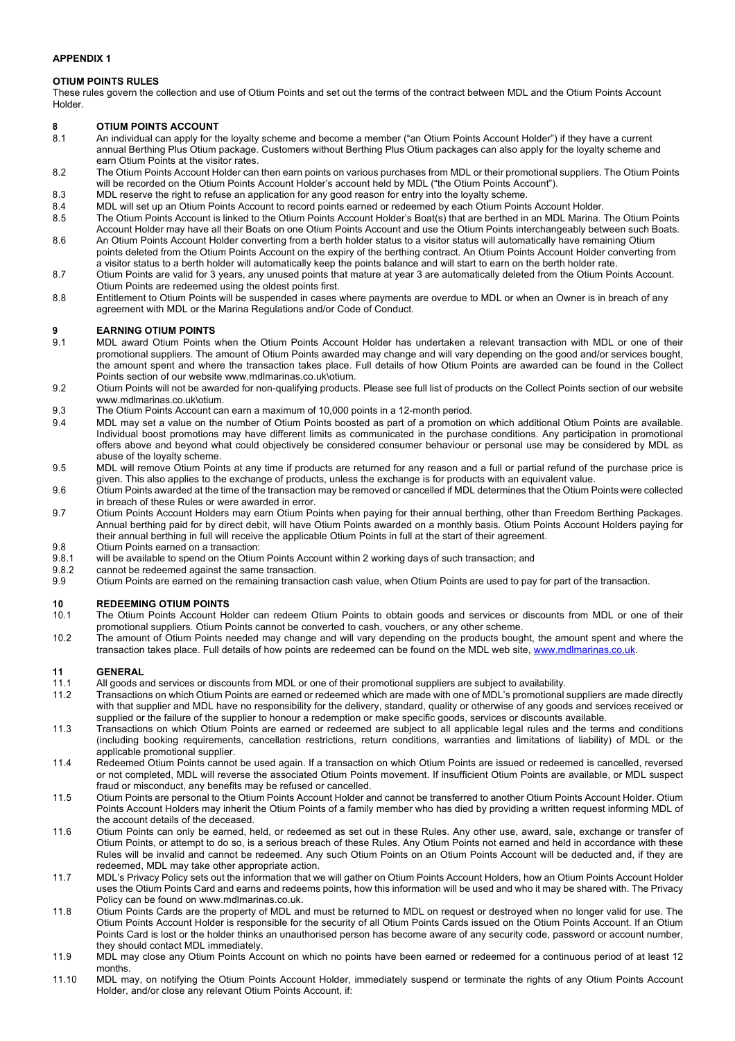**APPENDIX 1**

**OTIUM POINTS RULES**

These rules govern the collection and use of Otium Points and set out the terms of the contract between MDL and the Otium Points Account Holder.

## 8 OTIUM POINTS ACCOUNT

8.1 An individual can apply for the loyalty scheme and become a member ("an Otium Points Account Holder") if they have a current annual Berthing Plus Otium package. Customers without Berthing Plus Otium packages can also apply for the loyalty scheme and earn Otium Points at the visitor rates.

8.2 The Otium Points Account Holder can then earn points on various purchases from MDL or their promotional suppliers. The Otium Points will be recorded on the Otium Points Account Holder's account held by MDL ("the Otium Points Account").

8.3 MDL reserve the right to refuse an application for any good reason for entry into the loyalty scheme.

8.4 MDL will set up an Otium Points Account to record points earned or redeemed by each Otium Points Account Holder.

8.5 The Otium Points Account is linked to the Otium Points Account Holder's Boat(s) that are berthed in an MDL Marina. The Otium Points Account Holder may have all their Boats on one Otium Points Account and use the Otium Points interchangeably between such Boats.

8.6 An Otium Points Account Holder converting from a berth holder status to a visitor status will automatically have remaining Otium points deleted from the Otium Points Account on the expiry of the berthing contract. An Otium Points Account Holder converting from a visitor status to a berth holder will automatically keep the points balance and will start to earn on the berth holder rate.

8.7 Otium Points are valid for 3 years, any unused points that mature at year 3 are automatically deleted from the Otium Points Account. Otium Points are redeemed using the oldest points first.

8.8 Entitlement to Otium Points will be suspended in cases where payments are overdue to MDL or when an Owner is in breach of any agreement with MDL or the Marina Regulations and/or Code of Conduct.

## 9 EARNING OTIUM POINTS

9.1 MDL award Otium Points when the Otium Points Account Holder has undertaken a relevant transaction with MDL or one of their promotional suppliers. The amount of Otium Points awarded may change and will vary depending on the good and/or services bought, the amount spent and where the transaction takes place. Full details of how Otium Points are awarded can be found in the Collect Points section of our website www.mdlmarinas.co.uk\otium.

9.2 Otium Points will not be awarded for non-qualifying products. Please see full list of products on the Collect Points section of our website www.mdlmarinas.co.uk\otium.

9.3 The Otium Points Account can earn a maximum of 10,000 points in a 12-month period.

9.4 MDL may set a value on the number of Otium Points boosted as part of a promotion on which additional Otium Points are available. Individual boost promotions may have different limits as communicated in the purchase conditions. Any participation in promotional offers above and beyond what could objectively be considered consumer behaviour or personal use may be considered by MDL as abuse of the loyalty scheme.

9.5 MDL will remove Otium Points at any time if products are returned for any reason and a full or partial refund of the purchase price is given. This also applies to the exchange of products, unless the exchange is for products with an equivalent value.

9.6 Otium Points awarded at the time of the transaction may be removed or cancelled if MDL determines that the Otium Points were collected in breach of these Rules or were awarded in error.

9.7 Otium Points Account Holders may earn Otium Points when paying for their annual berthing, other than Freedom Berthing Packages. Annual berthing paid for by direct debit, will have Otium Points awarded on a monthly basis. Otium Points Account Holders paying for their annual berthing in full will receive the applicable Otium Points in full at the start of their agreement.

9.8 Otium Points earned on a transaction:

9.8.1 will be available to spend on the Otium Points Account within 2 working days of such transaction; and

9.8.2 cannot be redeemed against the same transaction.

9.9 Otium Points are earned on the remaining transaction cash value, when Otium Points are used to pay for part of the transaction.

## 10 REDEEMING OTIUM POINTS

10.1 The Otium Points Account Holder can redeem Otium Points to obtain goods and services or discounts from MDL or one of their promotional suppliers. Otium Points cannot be converted to cash, vouchers, or any other scheme.

10.2 The amount of Otium Points needed may change and will vary depending on the products bought, the amount spent and where the transaction takes place. Full details of how points are redeemed can be found on the MDL web site, www.mdlmarinas.co.uk.

## 11 GENERAL

11.1 All goods and services or discounts from MDL or one of their promotional suppliers are subject to availability.

11.2 Transactions on which Otium Points are earned or redeemed which are made with one of MDL's promotional suppliers are made directly with that supplier and MDL have no responsibility for the delivery, standard, quality or otherwise of any goods and services received or supplied or the failure of the supplier to honour a redemption or make specific goods, services or discounts available.

11.3 Transactions on which Otium Points are earned or redeemed are subject to all applicable legal rules and the terms and conditions (including booking requirements, cancellation restrictions, return conditions, warranties and limitations of liability) of MDL or the applicable promotional supplier.

11.4 Redeemed Otium Points cannot be used again. If a transaction on which Otium Points are issued or redeemed is cancelled, reversed or not completed, MDL will reverse the associated Otium Points movement. If insufficient Otium Points are available, or MDL suspect fraud or misconduct, any benefits may be refused or cancelled.

11.5 Otium Points are personal to the Otium Points Account Holder and cannot be transferred to another Otium Points Account Holder. Otium Points Account Holders may inherit the Otium Points of a family member who has died by providing a written request informing MDL of the account details of the deceased.

11.6 Otium Points can only be earned, held, or redeemed as set out in these Rules. Any other use, award, sale, exchange or transfer of Otium Points, or attempt to do so, is a serious breach of these Rules. Any Otium Points not earned and held in accordance with these Rules will be invalid and cannot be redeemed. Any such Otium Points on an Otium Points Account will be deducted and, if they are redeemed, MDL may take other appropriate action.

11.7 MDL's Privacy Policy sets out the information that we will gather on Otium Points Account Holders, how an Otium Points Account Holder uses the Otium Points Card and earns and redeems points, how this information will be used and who it may be shared with. The Privacy Policy can be found on www.mdlmarinas.co.uk.

11.8 Otium Points Cards are the property of MDL and must be returned to MDL on request or destroyed when no longer valid for use. The Otium Points Account Holder is responsible for the security of all Otium Points Cards issued on the Otium Points Account. If an Otium Points Card is lost or the holder thinks an unauthorised person has become aware of any security code, password or account number, they should contact MDL immediately.

11.9 MDL may close any Otium Points Account on which no points have been earned or redeemed for a continuous period of at least 12 months.

11.10 MDL may, on notifying the Otium Points Account Holder, immediately suspend or terminate the rights of any Otium Points Account Holder, and/or close any relevant Otium Points Account, if: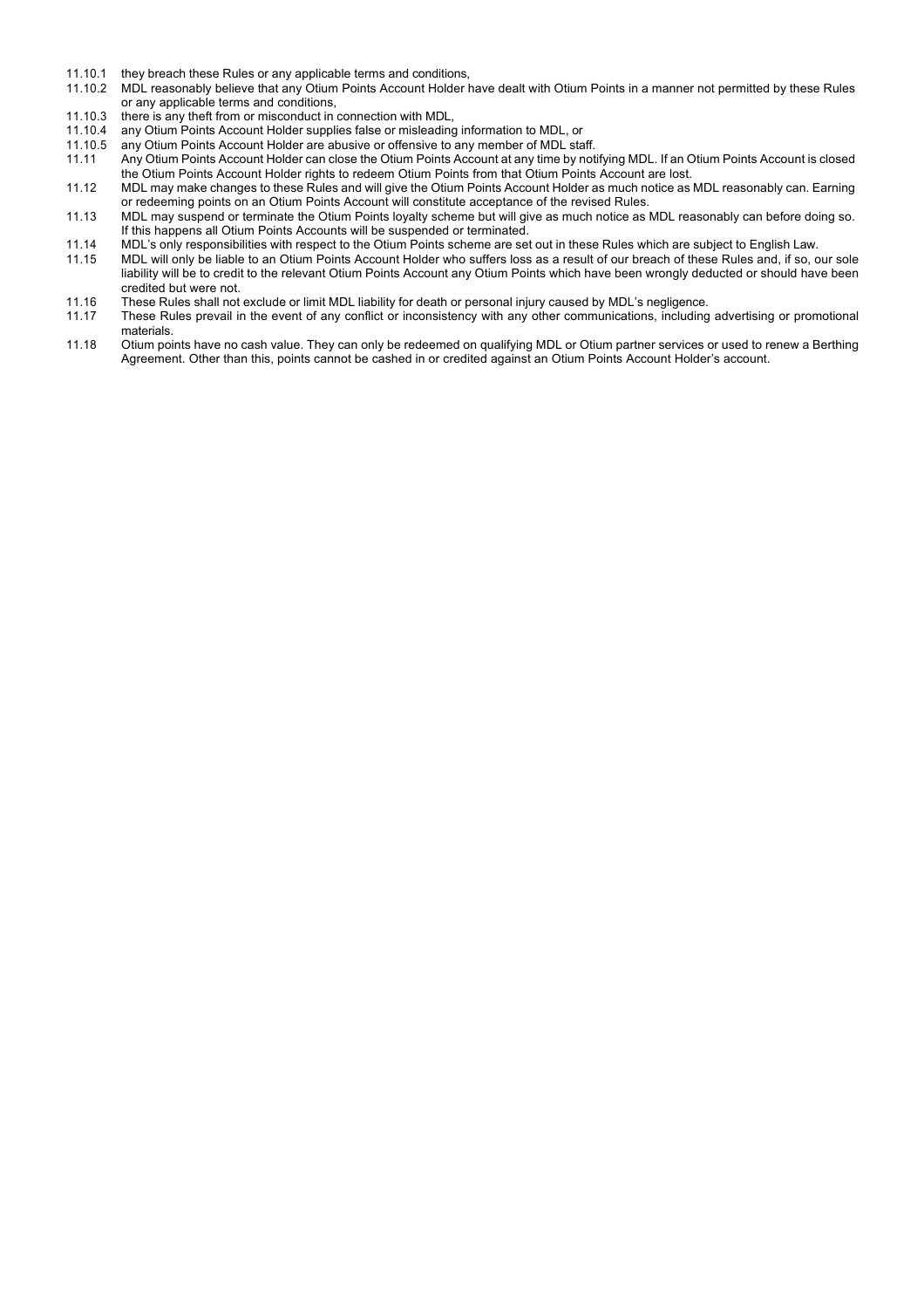11.10.1 they breach these Rules or any applicable terms and conditions,

11.10.2 MDL reasonably believe that any Otium Points Account Holder have dealt with Otium Points in a manner not permitted by these Rules or any applicable terms and conditions,

11.10.3 there is any theft from or misconduct in connection with MDL,

11.10.4 any Otium Points Account Holder supplies false or misleading information to MDL, or

11.10.5 any Otium Points Account Holder are abusive or offensive to any member of MDL staff.

11.11 Any Otium Points Account Holder can close the Otium Points Account at any time by notifying MDL. If an Otium Points Account is closed the Otium Points Account Holder rights to redeem Otium Points from that Otium Points Account are lost.

11.12 MDL may make changes to these Rules and will give the Otium Points Account Holder as much notice as MDL reasonably can. Earning or redeeming points on an Otium Points Account will constitute acceptance of the revised Rules.

11.13 MDL may suspend or terminate the Otium Points loyalty scheme but will give as much notice as MDL reasonably can before doing so. If this happens all Otium Points Accounts will be suspended or terminated.

11.14 MDL's only responsibilities with respect to the Otium Points scheme are set out in these Rules which are subject to English Law.

11.15 MDL will only be liable to an Otium Points Account Holder who suffers loss as a result of our breach of these Rules and, if so, our sole liability will be to credit to the relevant Otium Points Account any Otium Points which have been wrongly deducted or should have been credited but were not.

11.16 These Rules shall not exclude or limit MDL liability for death or personal injury caused by MDL's negligence.

11.17 These Rules prevail in the event of any conflict or inconsistency with any other communications, including advertising or promotional materials.

11.18 Otium points have no cash value. They can only be redeemed on qualifying MDL or Otium partner services or used to renew a Berthing Agreement. Other than this, points cannot be cashed in or credited against an Otium Points Account Holder's account.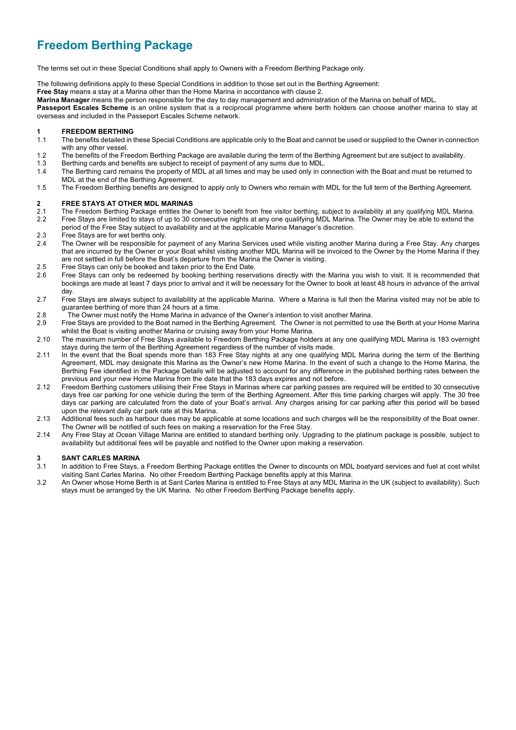# Freedom Berthing Package

The terms set out in these Special Conditions shall apply to Owners with a Freedom Berthing Package only.

The following definitions apply to these Special Conditions in addition to those set out in the Berthing Agreement:

**Free Stay** means a stay at a Marina other than the Home Marina in accordance with clause 2.

**Marina Manager** means the person responsible for the day to day management and administration of the Marina on behalf of MDL.

**Passeport Escales Scheme** is an online system that is a reciprocal programme where berth holders can choose another marina to stay at overseas and included in the Passeport Escales Scheme network.

## 1 FREEDOM BERTHING

1.1 The benefits detailed in these Special Conditions are applicable only to the Boat and cannot be used or supplied to the Owner in connection with any other vessel.

1.2 The benefits of the Freedom Berthing Package are available during the term of the Berthing Agreement but are subject to availability.

1.3 Berthing cards and benefits are subject to receipt of payment of any sums due to MDL.

1.4 The Berthing card remains the property of MDL at all times and may be used only in connection with the Boat and must be returned to MDL at the end of the Berthing Agreement.

1.5 The Freedom Berthing benefits are designed to apply only to Owners who remain with MDL for the full term of the Berthing Agreement.

## 2 FREE STAYS AT OTHER MDL MARINAS

2.1 The Freedom Berthing Package entitles the Owner to benefit from free visitor berthing, subject to availability at any qualifying MDL Marina.

2.2 Free Stays are limited to stays of up to 30 consecutive nights at any one qualifying MDL Marina. The Owner may be able to extend the period of the Free Stay subject to availability and at the applicable Marina Manager's discretion.

2.3 Free Stays are for wet berths only.

2.4 The Owner will be responsible for payment of any Marina Services used while visiting another Marina during a Free Stay. Any charges that are incurred by the Owner or your Boat whilst visiting another MDL Marina will be invoiced to the Owner by the Home Marina if they are not settled in full before the Boat's departure from the Marina the Owner is visiting.

2.5 Free Stays can only be booked and taken prior to the End Date.

2.6 Free Stays can only be redeemed by booking berthing reservations directly with the Marina you wish to visit. It is recommended that bookings are made at least 7 days prior to arrival and it will be necessary for the Owner to book at least 48 hours in advance of the arrival day.

2.7 Free Stays are always subject to availability at the applicable Marina. Where a Marina is full then the Marina visited may not be able to guarantee berthing of more than 24 hours at a time.

2.8 The Owner must notify the Home Marina in advance of the Owner's intention to visit another Marina.

2.9 Free Stays are provided to the Boat named in the Berthing Agreement. The Owner is not permitted to use the Berth at your Home Marina whilst the Boat is visiting another Marina or cruising away from your Home Marina.

2.10 The maximum number of Free Stays available to Freedom Berthing Package holders at any one qualifying MDL Marina is 183 overnight stays during the term of the Berthing Agreement regardless of the number of visits made.

2.11 In the event that the Boat spends more than 183 Free Stay nights at any one qualifying MDL Marina during the term of the Berthing Agreement, MDL may designate this Marina as the Owner's new Home Marina. In the event of such a change to the Home Marina, the Berthing Fee identified in the Package Details will be adjusted to account for any difference in the published berthing rates between the previous and your new Home Marina from the date that the 183 days expires and not before.

2.12 Freedom Berthing customers utilising their Free Stays in Marinas where car parking passes are required will be entitled to 30 consecutive days free car parking for one vehicle during the term of the Berthing Agreement. After this time parking charges will apply. The 30 free days car parking are calculated from the date of your Boat's arrival. Any charges arising for car parking after this period will be based upon the relevant daily car park rate at this Marina.

2.13 Additional fees such as harbour dues may be applicable at some locations and such charges will be the responsibility of the Boat owner. The Owner will be notified of such fees on making a reservation for the Free Stay.

2.14 Any Free Stay at Ocean Village Marina are entitled to standard berthing only. Upgrading to the platinum package is possible, subject to availability but additional fees will be payable and notified to the Owner upon making a reservation.

## 3 SANT CARLES MARINA

3.1 In addition to Free Stays, a Freedom Berthing Package entitles the Owner to discounts on MDL boatyard services and fuel at cost whilst visiting Sant Carles Marina. No other Freedom Berthing Package benefits apply at this Marina.

3.2 An Owner whose Home Berth is at Sant Carles Marina is entitled to Free Stays at any MDL Marina in the UK (subject to availability). Such stays must be arranged by the UK Marina. No other Freedom Berthing Package benefits apply.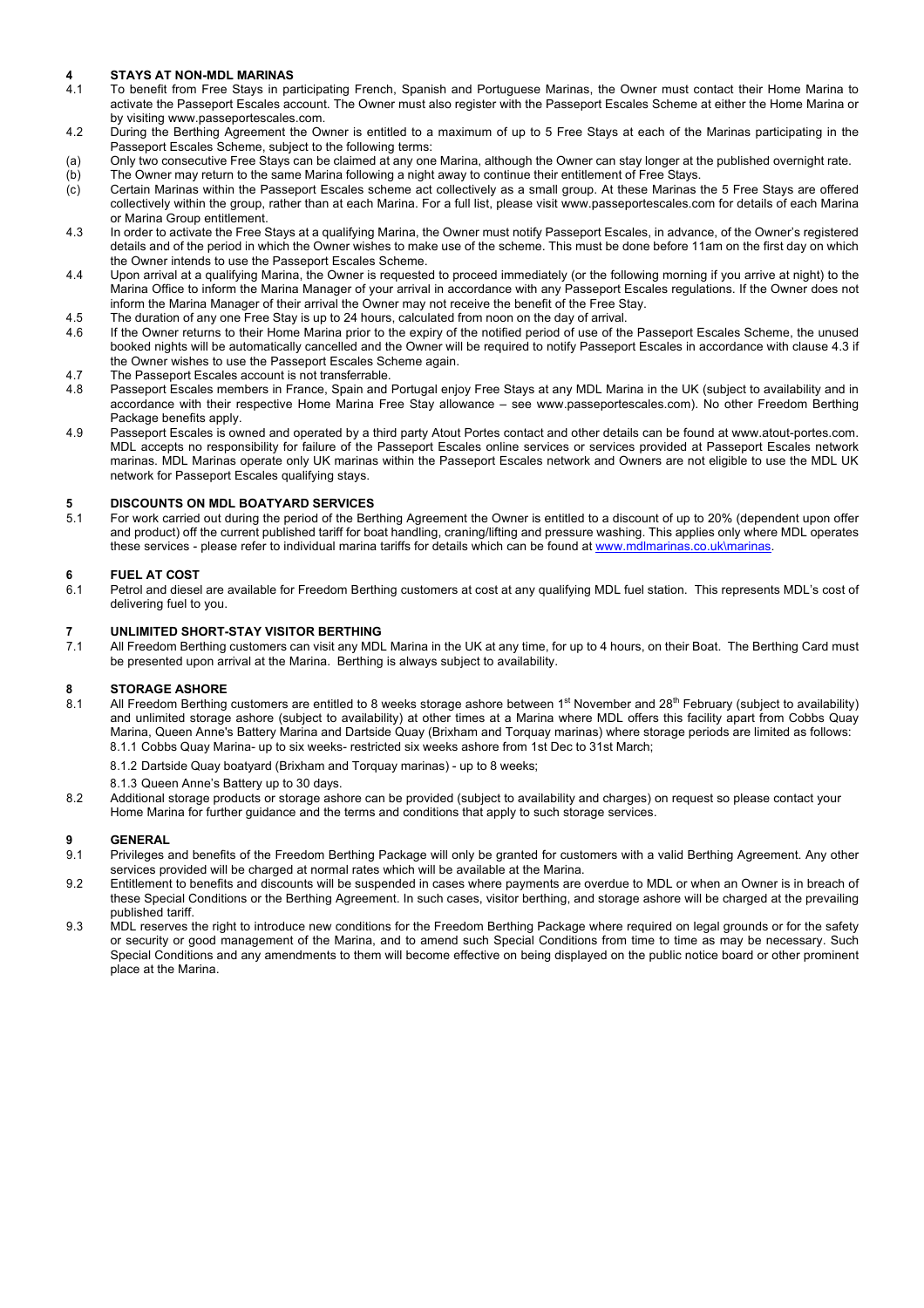## 4 STAYS AT NON-MDL MARINAS

4.1 To benefit from Free Stays in participating French, Spanish and Portuguese Marinas, the Owner must contact their Home Marina to activate the Passeport Escales account. The Owner must also register with the Passeport Escales Scheme at either the Home Marina or by visiting www.passeportescales.com.

4.2 During the Berthing Agreement the Owner is entitled to a maximum of up to 5 Free Stays at each of the Marinas participating in the Passeport Escales Scheme, subject to the following terms:

(a) Only two consecutive Free Stays can be claimed at any one Marina, although the Owner can stay longer at the published overnight rate.

(b) The Owner may return to the same Marina following a night away to continue their entitlement of Free Stays.

(c) Certain Marinas within the Passeport Escales scheme act collectively as a small group. At these Marinas the 5 Free Stays are offered collectively within the group, rather than at each Marina. For a full list, please visit www.passeportescales.com for details of each Marina or Marina Group entitlement.

4.3 In order to activate the Free Stays at a qualifying Marina, the Owner must notify Passeport Escales, in advance, of the Owner's registered details and of the period in which the Owner wishes to make use of the scheme. This must be done before 11am on the first day on which the Owner intends to use the Passeport Escales Scheme.

4.4 Upon arrival at a qualifying Marina, the Owner is requested to proceed immediately (or the following morning if you arrive at night) to the Marina Office to inform the Marina Manager of your arrival in accordance with any Passeport Escales regulations. If the Owner does not inform the Marina Manager of their arrival the Owner may not receive the benefit of the Free Stay.

4.5 The duration of any one Free Stay is up to 24 hours, calculated from noon on the day of arrival.

4.6 If the Owner returns to their Home Marina prior to the expiry of the notified period of use of the Passeport Escales Scheme, the unused booked nights will be automatically cancelled and the Owner will be required to notify Passeport Escales in accordance with clause 4.3 if the Owner wishes to use the Passeport Escales Scheme again.

4.7 The Passeport Escales account is not transferrable.

4.8 Passeport Escales members in France, Spain and Portugal enjoy Free Stays at any MDL Marina in the UK (subject to availability and in accordance with their respective Home Marina Free Stay allowance – see www.passeportescales.com). No other Freedom Berthing Package benefits apply.

4.9 Passeport Escales is owned and operated by a third party Atout Portes contact and other details can be found at www.atout-portes.com. MDL accepts no responsibility for failure of the Passeport Escales online services or services provided at Passeport Escales network marinas. MDL Marinas operate only UK marinas within the Passeport Escales network and Owners are not eligible to use the MDL UK network for Passeport Escales qualifying stays.

## 5 DISCOUNTS ON MDL BOATYARD SERVICES

5.1 For work carried out during the period of the Berthing Agreement the Owner is entitled to a discount of up to 20% (dependent upon offer and product) off the current published tariff for boat handling, craning/lifting and pressure washing. This applies only where MDL operates these services - please refer to individual marina tariffs for details which can be found at www.mdlmarinas.co.uk\marinas.

## 6 FUEL AT COST

6.1 Petrol and diesel are available for Freedom Berthing customers at cost at any qualifying MDL fuel station. This represents MDL's cost of delivering fuel to you.

## 7 UNLIMITED SHORT-STAY VISITOR BERTHING

7.1 All Freedom Berthing customers can visit any MDL Marina in the UK at any time, for up to 4 hours, on their Boat. The Berthing Card must be presented upon arrival at the Marina. Berthing is always subject to availability.

## 8 STORAGE ASHORE

8.1 All Freedom Berthing customers are entitled to 8 weeks storage ashore between 1st November and 28th February (subject to availability) and unlimited storage ashore (subject to availability) at other times at a Marina where MDL offers this facility apart from Cobbs Quay Marina, Queen Anne's Battery Marina and Dartside Quay (Brixham and Torquay marinas) where storage periods are limited as follows:

8.1.1 Cobbs Quay Marina- up to six weeks- restricted six weeks ashore from 1st Dec to 31st March;

8.1.2 Dartside Quay boatyard (Brixham and Torquay marinas) - up to 8 weeks;

8.1.3 Queen Anne's Battery up to 30 days.

8.2 Additional storage products or storage ashore can be provided (subject to availability and charges) on request so please contact your Home Marina for further guidance and the terms and conditions that apply to such storage services.

## 9 GENERAL

9.1 Privileges and benefits of the Freedom Berthing Package will only be granted for customers with a valid Berthing Agreement. Any other services provided will be charged at normal rates which will be available at the Marina.

9.2 Entitlement to benefits and discounts will be suspended in cases where payments are overdue to MDL or when an Owner is in breach of these Special Conditions or the Berthing Agreement. In such cases, visitor berthing, and storage ashore will be charged at the prevailing published tariff.

9.3 MDL reserves the right to introduce new conditions for the Freedom Berthing Package where required on legal grounds or for the safety or security or good management of the Marina, and to amend such Special Conditions from time to time as may be necessary. Such Special Conditions and any amendments to them will become effective on being displayed on the public notice board or other prominent place at the Marina.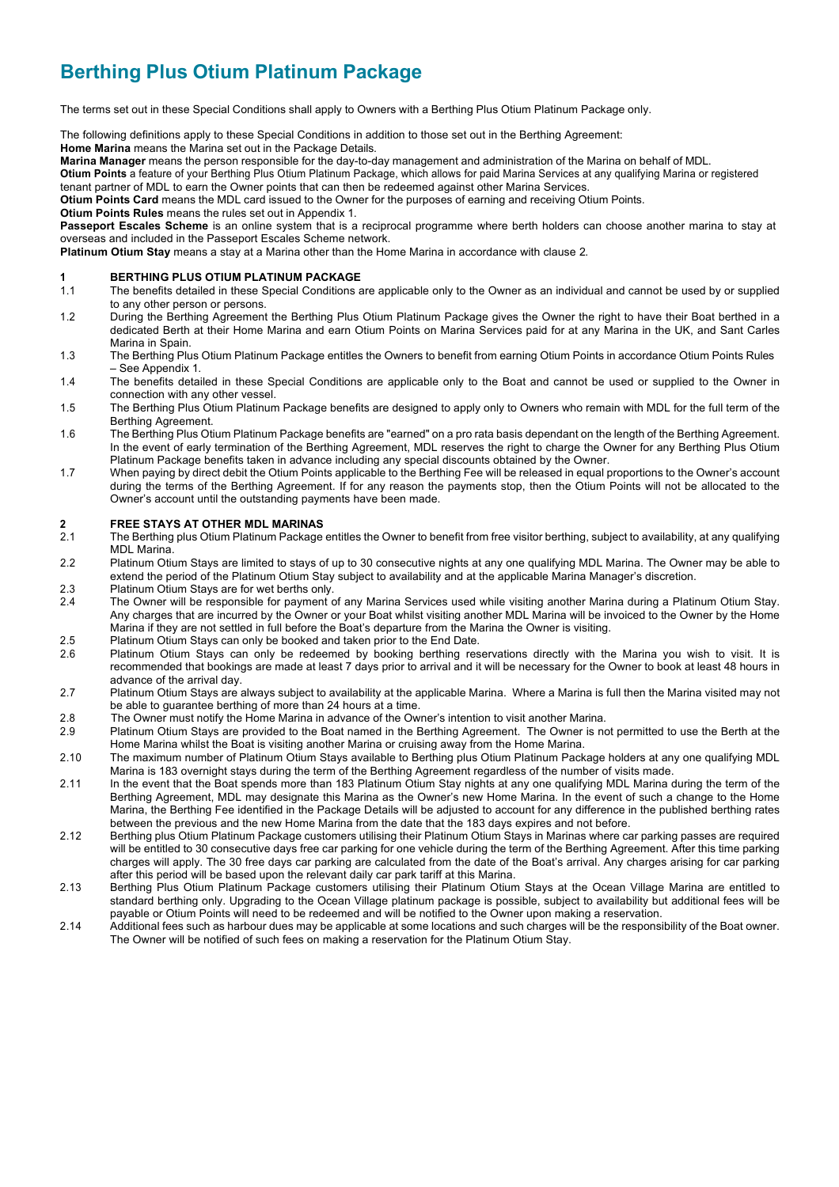# Berthing Plus Otium Platinum Package

The terms set out in these Special Conditions shall apply to Owners with a Berthing Plus Otium Platinum Package only.

The following definitions apply to these Special Conditions in addition to those set out in the Berthing Agreement:

**Home Marina** means the Marina set out in the Package Details.

**Marina Manager** means the person responsible for the day-to-day management and administration of the Marina on behalf of MDL.

**Otium Points** a feature of your Berthing Plus Otium Platinum Package, which allows for paid Marina Services at any qualifying Marina or registered tenant partner of MDL to earn the Owner points that can then be redeemed against other Marina Services.

**Otium Points Card** means the MDL card issued to the Owner for the purposes of earning and receiving Otium Points.

**Otium Points Rules** means the rules set out in Appendix 1.

**Passeport Escales Scheme** is an online system that is a reciprocal programme where berth holders can choose another marina to stay at overseas and included in the Passeport Escales Scheme network.

**Platinum Otium Stay** means a stay at a Marina other than the Home Marina in accordance with clause 2.

## 1 BERTHING PLUS OTIUM PLATINUM PACKAGE

1.1 The benefits detailed in these Special Conditions are applicable only to the Owner as an individual and cannot be used by or supplied to any other person or persons.

1.2 During the Berthing Agreement the Berthing Plus Otium Platinum Package gives the Owner the right to have their Boat berthed in a dedicated Berth at their Home Marina and earn Otium Points on Marina Services paid for at any Marina in the UK, and Sant Carles Marina in Spain.

1.3 The Berthing Plus Otium Platinum Package entitles the Owners to benefit from earning Otium Points in accordance Otium Points Rules – See Appendix 1.

1.4 The benefits detailed in these Special Conditions are applicable only to the Boat and cannot be used or supplied to the Owner in connection with any other vessel.

1.5 The Berthing Plus Otium Platinum Package benefits are designed to apply only to Owners who remain with MDL for the full term of the Berthing Agreement.

1.6 The Berthing Plus Otium Platinum Package benefits are "earned" on a pro rata basis dependant on the length of the Berthing Agreement. In the event of early termination of the Berthing Agreement, MDL reserves the right to charge the Owner for any Berthing Plus Otium Platinum Package benefits taken in advance including any special discounts obtained by the Owner.

1.7 When paying by direct debit the Otium Points applicable to the Berthing Fee will be released in equal proportions to the Owner's account during the terms of the Berthing Agreement. If for any reason the payments stop, then the Otium Points will not be allocated to the Owner's account until the outstanding payments have been made.

## 2 FREE STAYS AT OTHER MDL MARINAS

2.1 The Berthing plus Otium Platinum Package entitles the Owner to benefit from free visitor berthing, subject to availability, at any qualifying MDL Marina.

2.2 Platinum Otium Stays are limited to stays of up to 30 consecutive nights at any one qualifying MDL Marina. The Owner may be able to extend the period of the Platinum Otium Stay subject to availability and at the applicable Marina Manager's discretion.

2.3 Platinum Otium Stays are for wet berths only.

2.4 The Owner will be responsible for payment of any Marina Services used while visiting another Marina during a Platinum Otium Stay. Any charges that are incurred by the Owner or your Boat whilst visiting another MDL Marina will be invoiced to the Owner by the Home Marina if they are not settled in full before the Boat's departure from the Marina the Owner is visiting.

2.5 Platinum Otium Stays can only be booked and taken prior to the End Date.

2.6 Platinum Otium Stays can only be redeemed by booking berthing reservations directly with the Marina you wish to visit. It is recommended that bookings are made at least 7 days prior to arrival and it will be necessary for the Owner to book at least 48 hours in advance of the arrival day.

2.7 Platinum Otium Stays are always subject to availability at the applicable Marina. Where a Marina is full then the Marina visited may not be able to guarantee berthing of more than 24 hours at a time.

2.8 The Owner must notify the Home Marina in advance of the Owner's intention to visit another Marina.

2.9 Platinum Otium Stays are provided to the Boat named in the Berthing Agreement. The Owner is not permitted to use the Berth at the Home Marina whilst the Boat is visiting another Marina or cruising away from the Home Marina.

2.10 The maximum number of Platinum Otium Stays available to Berthing plus Otium Platinum Package holders at any one qualifying MDL Marina is 183 overnight stays during the term of the Berthing Agreement regardless of the number of visits made.

2.11 In the event that the Boat spends more than 183 Platinum Otium Stay nights at any one qualifying MDL Marina during the term of the Berthing Agreement, MDL may designate this Marina as the Owner's new Home Marina. In the event of such a change to the Home Marina, the Berthing Fee identified in the Package Details will be adjusted to account for any difference in the published berthing rates between the previous and the new Home Marina from the date that the 183 days expires and not before.

2.12 Berthing plus Otium Platinum Package customers utilising their Platinum Otium Stays in Marinas where car parking passes are required will be entitled to 30 consecutive days free car parking for one vehicle during the term of the Berthing Agreement. After this time parking charges will apply. The 30 free days car parking are calculated from the date of the Boat's arrival. Any charges arising for car parking after this period will be based upon the relevant daily car park tariff at this Marina.

2.13 Berthing Plus Otium Platinum Package customers utilising their Platinum Otium Stays at the Ocean Village Marina are entitled to standard berthing only. Upgrading to the Ocean Village platinum package is possible, subject to availability but additional fees will be payable or Otium Points will need to be redeemed and will be notified to the Owner upon making a reservation.

2.14 Additional fees such as harbour dues may be applicable at some locations and such charges will be the responsibility of the Boat owner. The Owner will be notified of such fees on making a reservation for the Platinum Otium Stay.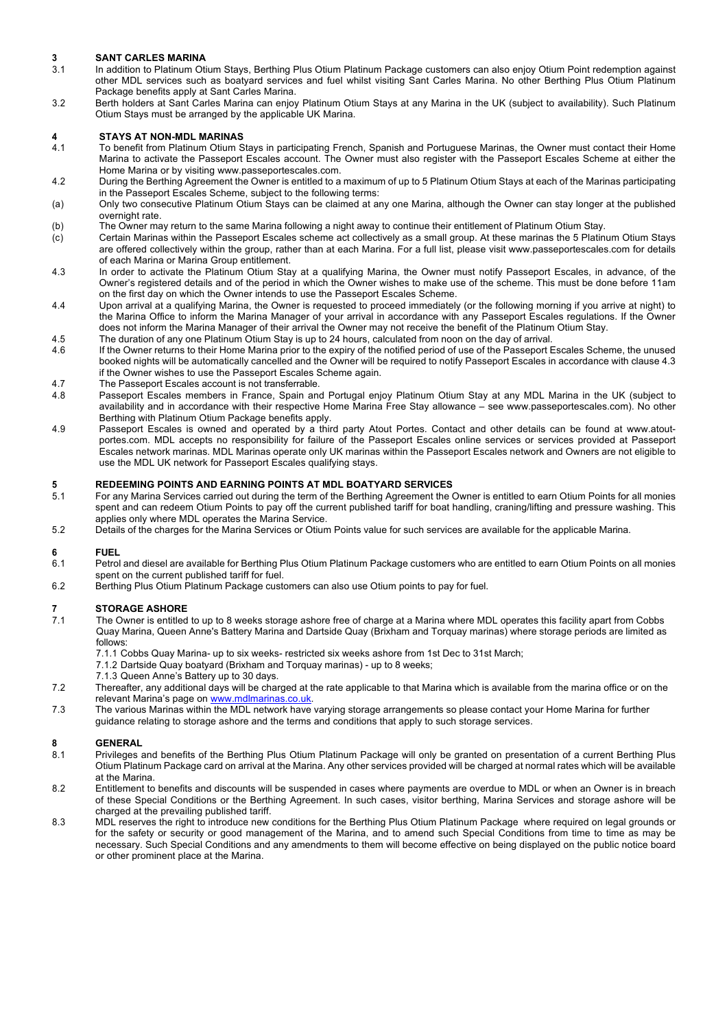## 3 SANT CARLES MARINA

3.1 In addition to Platinum Otium Stays, Berthing Plus Otium Platinum Package customers can also enjoy Otium Point redemption against other MDL services such as boatyard services and fuel whilst visiting Sant Carles Marina. No other Berthing Plus Otium Platinum Package benefits apply at Sant Carles Marina.

3.2 Berth holders at Sant Carles Marina can enjoy Platinum Otium Stays at any Marina in the UK (subject to availability). Such Platinum Otium Stays must be arranged by the applicable UK Marina.

## 4 STAYS AT NON-MDL MARINAS

4.1 To benefit from Platinum Otium Stays in participating French, Spanish and Portuguese Marinas, the Owner must contact their Home Marina to activate the Passeport Escales account. The Owner must also register with the Passeport Escales Scheme at either the Home Marina or by visiting www.passeportescales.com.

4.2 During the Berthing Agreement the Owner is entitled to a maximum of up to 5 Platinum Otium Stays at each of the Marinas participating in the Passeport Escales Scheme, subject to the following terms:

(a) Only two consecutive Platinum Otium Stays can be claimed at any one Marina, although the Owner can stay longer at the published overnight rate.

(b) The Owner may return to the same Marina following a night away to continue their entitlement of Platinum Otium Stay.

(c) Certain Marinas within the Passeport Escales scheme act collectively as a small group. At these marinas the 5 Platinum Otium Stays are offered collectively within the group, rather than at each Marina. For a full list, please visit www.passeportescales.com for details of each Marina or Marina Group entitlement.

4.3 In order to activate the Platinum Otium Stay at a qualifying Marina, the Owner must notify Passeport Escales, in advance, of the Owner's registered details and of the period in which the Owner wishes to make use of the scheme. This must be done before 11am on the first day on which the Owner intends to use the Passeport Escales Scheme.

4.4 Upon arrival at a qualifying Marina, the Owner is requested to proceed immediately (or the following morning if you arrive at night) to the Marina Office to inform the Marina Manager of your arrival in accordance with any Passeport Escales regulations. If the Owner does not inform the Marina Manager of their arrival the Owner may not receive the benefit of the Platinum Otium Stay.

4.5 The duration of any one Platinum Otium Stay is up to 24 hours, calculated from noon on the day of arrival.

4.6 If the Owner returns to their Home Marina prior to the expiry of the notified period of use of the Passeport Escales Scheme, the unused booked nights will be automatically cancelled and the Owner will be required to notify Passeport Escales in accordance with clause 4.3 if the Owner wishes to use the Passeport Escales Scheme again.

4.7 The Passeport Escales account is not transferrable.

4.8 Passeport Escales members in France, Spain and Portugal enjoy Platinum Otium Stay at any MDL Marina in the UK (subject to availability and in accordance with their respective Home Marina Free Stay allowance – see www.passeportescales.com). No other Berthing with Platinum Otium Package benefits apply.

4.9 Passeport Escales is owned and operated by a third party Atout Portes. Contact and other details can be found at www.atout-portes.com. MDL accepts no responsibility for failure of the Passeport Escales online services or services provided at Passeport Escales network marinas. MDL Marinas operate only UK marinas within the Passeport Escales network and Owners are not eligible to use the MDL UK network for Passeport Escales qualifying stays.

## 5 REDEEMING POINTS AND EARNING POINTS AT MDL BOATYARD SERVICES

5.1 For any Marina Services carried out during the term of the Berthing Agreement the Owner is entitled to earn Otium Points for all monies spent and can redeem Otium Points to pay off the current published tariff for boat handling, craning/lifting and pressure washing. This applies only where MDL operates the Marina Service.

5.2 Details of the charges for the Marina Services or Otium Points value for such services are available for the applicable Marina.

## 6 FUEL

6.1 Petrol and diesel are available for Berthing Plus Otium Platinum Package customers who are entitled to earn Otium Points on all monies spent on the current published tariff for fuel.

6.2 Berthing Plus Otium Platinum Package customers can also use Otium points to pay for fuel.

## 7 STORAGE ASHORE

7.1 The Owner is entitled to up to 8 weeks storage ashore free of charge at a Marina where MDL operates this facility apart from Cobbs Quay Marina, Queen Anne's Battery Marina and Dartside Quay (Brixham and Torquay marinas) where storage periods are limited as follows:

7.1.1 Cobbs Quay Marina- up to six weeks- restricted six weeks ashore from 1st Dec to 31st March;

7.1.2 Dartside Quay boatyard (Brixham and Torquay marinas) - up to 8 weeks;

7.1.3 Queen Anne's Battery up to 30 days.

7.2 Thereafter, any additional days will be charged at the rate applicable to that Marina which is available from the marina office or on the relevant Marina's page on www.mdlmarinas.co.uk.

7.3 The various Marinas within the MDL network have varying storage arrangements so please contact your Home Marina for further guidance relating to storage ashore and the terms and conditions that apply to such storage services.

## 8 GENERAL

8.1 Privileges and benefits of the Berthing Plus Otium Platinum Package will only be granted on presentation of a current Berthing Plus Otium Platinum Package card on arrival at the Marina. Any other services provided will be charged at normal rates which will be available at the Marina.

8.2 Entitlement to benefits and discounts will be suspended in cases where payments are overdue to MDL or when an Owner is in breach of these Special Conditions or the Berthing Agreement. In such cases, visitor berthing, Marina Services and storage ashore will be charged at the prevailing published tariff.

8.3 MDL reserves the right to introduce new conditions for the Berthing Plus Otium Platinum Package where required on legal grounds or for the safety or security or good management of the Marina, and to amend such Special Conditions from time to time as may be necessary. Such Special Conditions and any amendments to them will become effective on being displayed on the public notice board or other prominent place at the Marina.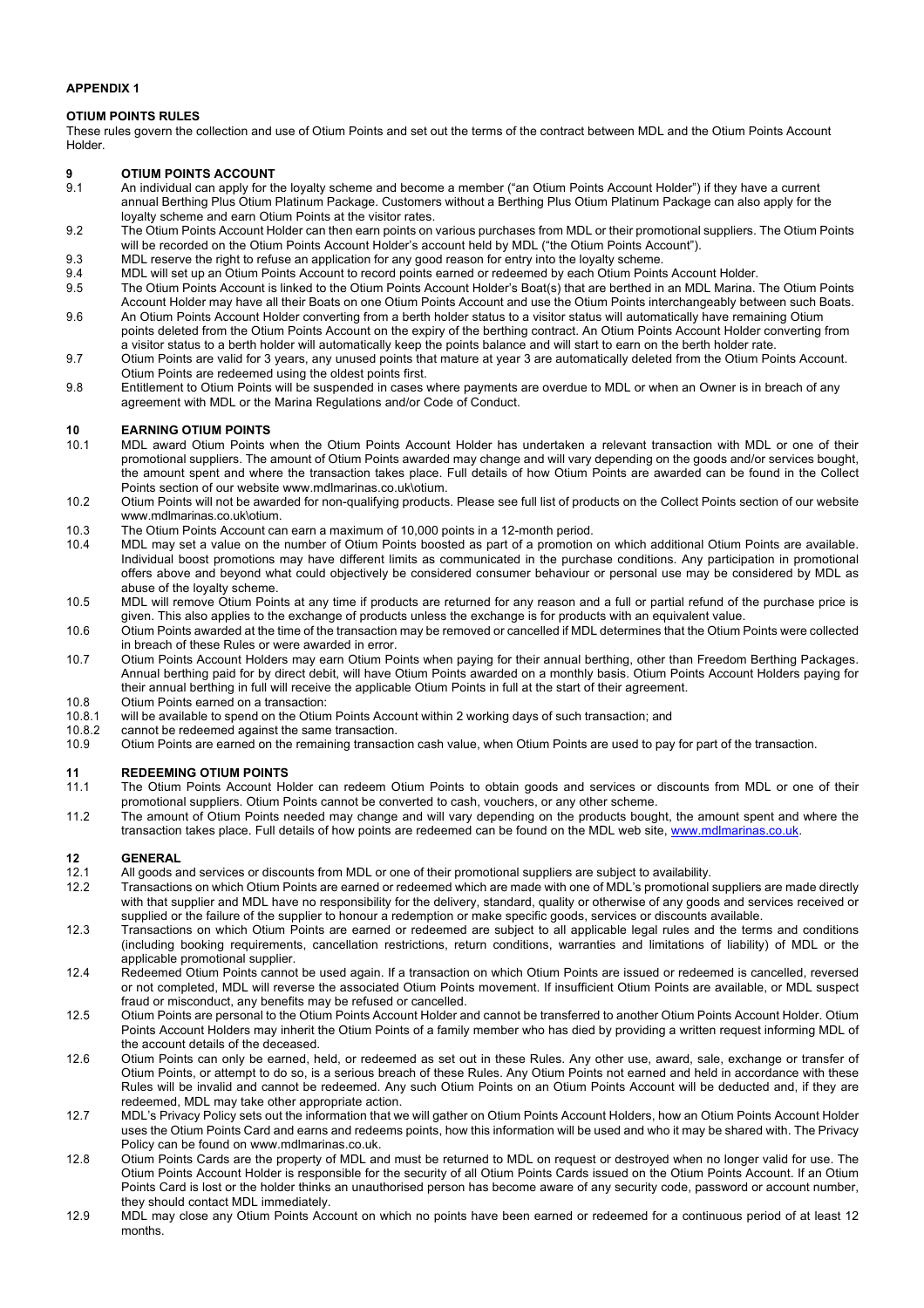**APPENDIX 1**

**OTIUM POINTS RULES**

These rules govern the collection and use of Otium Points and set out the terms of the contract between MDL and the Otium Points Account Holder.

## 9 OTIUM POINTS ACCOUNT

9.1 An individual can apply for the loyalty scheme and become a member ("an Otium Points Account Holder") if they have a current annual Berthing Plus Otium Platinum Package. Customers without a Berthing Plus Otium Platinum Package can also apply for the loyalty scheme and earn Otium Points at the visitor rates.

9.2 The Otium Points Account Holder can then earn points on various purchases from MDL or their promotional suppliers. The Otium Points will be recorded on the Otium Points Account Holder's account held by MDL ("the Otium Points Account").

9.3 MDL reserve the right to refuse an application for any good reason for entry into the loyalty scheme.

9.4 MDL will set up an Otium Points Account to record points earned or redeemed by each Otium Points Account Holder.

9.5 The Otium Points Account is linked to the Otium Points Account Holder's Boat(s) that are berthed in an MDL Marina. The Otium Points Account Holder may have all their Boats on one Otium Points Account and use the Otium Points interchangeably between such Boats.

9.6 An Otium Points Account Holder converting from a berth holder status to a visitor status will automatically have remaining Otium points deleted from the Otium Points Account on the expiry of the berthing contract. An Otium Points Account Holder converting from a visitor status to a berth holder will automatically keep the points balance and will start to earn on the berth holder rate.

9.7 Otium Points are valid for 3 years, any unused points that mature at year 3 are automatically deleted from the Otium Points Account. Otium Points are redeemed using the oldest points first.

9.8 Entitlement to Otium Points will be suspended in cases where payments are overdue to MDL or when an Owner is in breach of any agreement with MDL or the Marina Regulations and/or Code of Conduct.

## 10 EARNING OTIUM POINTS

10.1 MDL award Otium Points when the Otium Points Account Holder has undertaken a relevant transaction with MDL or one of their promotional suppliers. The amount of Otium Points awarded may change and will vary depending on the goods and/or services bought, the amount spent and where the transaction takes place. Full details of how Otium Points are awarded can be found in the Collect Points section of our website www.mdlmarinas.co.uk\otium.

10.2 Otium Points will not be awarded for non-qualifying products. Please see full list of products on the Collect Points section of our website www.mdlmarinas.co.uk\otium.

10.3 The Otium Points Account can earn a maximum of 10,000 points in a 12-month period.

10.4 MDL may set a value on the number of Otium Points boosted as part of a promotion on which additional Otium Points are available. Individual boost promotions may have different limits as communicated in the purchase conditions. Any participation in promotional offers above and beyond what could objectively be considered consumer behaviour or personal use may be considered by MDL as abuse of the loyalty scheme.

10.5 MDL will remove Otium Points at any time if products are returned for any reason and a full or partial refund of the purchase price is given. This also applies to the exchange of products unless the exchange is for products with an equivalent value.

10.6 Otium Points awarded at the time of the transaction may be removed or cancelled if MDL determines that the Otium Points were collected in breach of these Rules or were awarded in error.

10.7 Otium Points Account Holders may earn Otium Points when paying for their annual berthing, other than Freedom Berthing Packages. Annual berthing paid for by direct debit, will have Otium Points awarded on a monthly basis. Otium Points Account Holders paying for their annual berthing in full will receive the applicable Otium Points in full at the start of their agreement.

10.8 Otium Points earned on a transaction:

10.8.1 will be available to spend on the Otium Points Account within 2 working days of such transaction; and

10.8.2 cannot be redeemed against the same transaction.

10.9 Otium Points are earned on the remaining transaction cash value, when Otium Points are used to pay for part of the transaction.

## 11 REDEEMING OTIUM POINTS

11.1 The Otium Points Account Holder can redeem Otium Points to obtain goods and services or discounts from MDL or one of their promotional suppliers. Otium Points cannot be converted to cash, vouchers, or any other scheme.

11.2 The amount of Otium Points needed may change and will vary depending on the products bought, the amount spent and where the transaction takes place. Full details of how points are redeemed can be found on the MDL web site, www.mdlmarinas.co.uk.

## 12 GENERAL

12.1 All goods and services or discounts from MDL or one of their promotional suppliers are subject to availability.

12.2 Transactions on which Otium Points are earned or redeemed which are made with one of MDL's promotional suppliers are made directly with that supplier and MDL have no responsibility for the delivery, standard, quality or otherwise of any goods and services received or supplied or the failure of the supplier to honour a redemption or make specific goods, services or discounts available.

12.3 Transactions on which Otium Points are earned or redeemed are subject to all applicable legal rules and the terms and conditions (including booking requirements, cancellation restrictions, return conditions, warranties and limitations of liability) of MDL or the applicable promotional supplier.

12.4 Redeemed Otium Points cannot be used again. If a transaction on which Otium Points are issued or redeemed is cancelled, reversed or not completed, MDL will reverse the associated Otium Points movement. If insufficient Otium Points are available, or MDL suspect fraud or misconduct, any benefits may be refused or cancelled.

12.5 Otium Points are personal to the Otium Points Account Holder and cannot be transferred to another Otium Points Account Holder. Otium Points Account Holders may inherit the Otium Points of a family member who has died by providing a written request informing MDL of the account details of the deceased.

12.6 Otium Points can only be earned, held, or redeemed as set out in these Rules. Any other use, award, sale, exchange or transfer of Otium Points, or attempt to do so, is a serious breach of these Rules. Any Otium Points not earned and held in accordance with these Rules will be invalid and cannot be redeemed. Any such Otium Points on an Otium Points Account will be deducted and, if they are redeemed, MDL may take other appropriate action.

12.7 MDL's Privacy Policy sets out the information that we will gather on Otium Points Account Holders, how an Otium Points Account Holder uses the Otium Points Card and earns and redeems points, how this information will be used and who it may be shared with. The Privacy Policy can be found on www.mdlmarinas.co.uk.

12.8 Otium Points Cards are the property of MDL and must be returned to MDL on request or destroyed when no longer valid for use. The Otium Points Account Holder is responsible for the security of all Otium Points Cards issued on the Otium Points Account. If an Otium Points Card is lost or the holder thinks an unauthorised person has become aware of any security code, password or account number, they should contact MDL immediately.

12.9 MDL may close any Otium Points Account on which no points have been earned or redeemed for a continuous period of at least 12 months.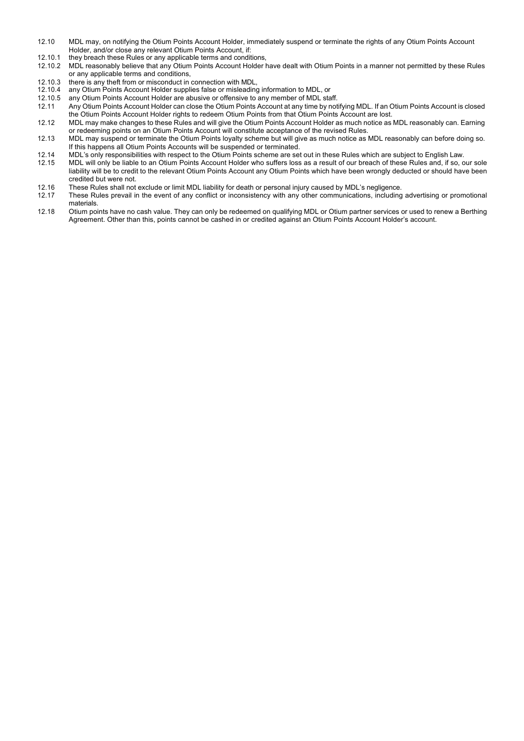12.10 MDL may, on notifying the Otium Points Account Holder, immediately suspend or terminate the rights of any Otium Points Account Holder, and/or close any relevant Otium Points Account, if:

12.10.1 they breach these Rules or any applicable terms and conditions,

12.10.2 MDL reasonably believe that any Otium Points Account Holder have dealt with Otium Points in a manner not permitted by these Rules or any applicable terms and conditions,

12.10.3 there is any theft from or misconduct in connection with MDL,

12.10.4 any Otium Points Account Holder supplies false or misleading information to MDL, or

12.10.5 any Otium Points Account Holder are abusive or offensive to any member of MDL staff.

12.11 Any Otium Points Account Holder can close the Otium Points Account at any time by notifying MDL. If an Otium Points Account is closed the Otium Points Account Holder rights to redeem Otium Points from that Otium Points Account are lost.

12.12 MDL may make changes to these Rules and will give the Otium Points Account Holder as much notice as MDL reasonably can. Earning or redeeming points on an Otium Points Account will constitute acceptance of the revised Rules.

12.13 MDL may suspend or terminate the Otium Points loyalty scheme but will give as much notice as MDL reasonably can before doing so. If this happens all Otium Points Accounts will be suspended or terminated.

12.14 MDL's only responsibilities with respect to the Otium Points scheme are set out in these Rules which are subject to English Law.

12.15 MDL will only be liable to an Otium Points Account Holder who suffers loss as a result of our breach of these Rules and, if so, our sole liability will be to credit to the relevant Otium Points Account any Otium Points which have been wrongly deducted or should have been credited but were not.

12.16 These Rules shall not exclude or limit MDL liability for death or personal injury caused by MDL's negligence.

12.17 These Rules prevail in the event of any conflict or inconsistency with any other communications, including advertising or promotional materials.

12.18 Otium points have no cash value. They can only be redeemed on qualifying MDL or Otium partner services or used to renew a Berthing Agreement. Other than this, points cannot be cashed in or credited against an Otium Points Account Holder's account.